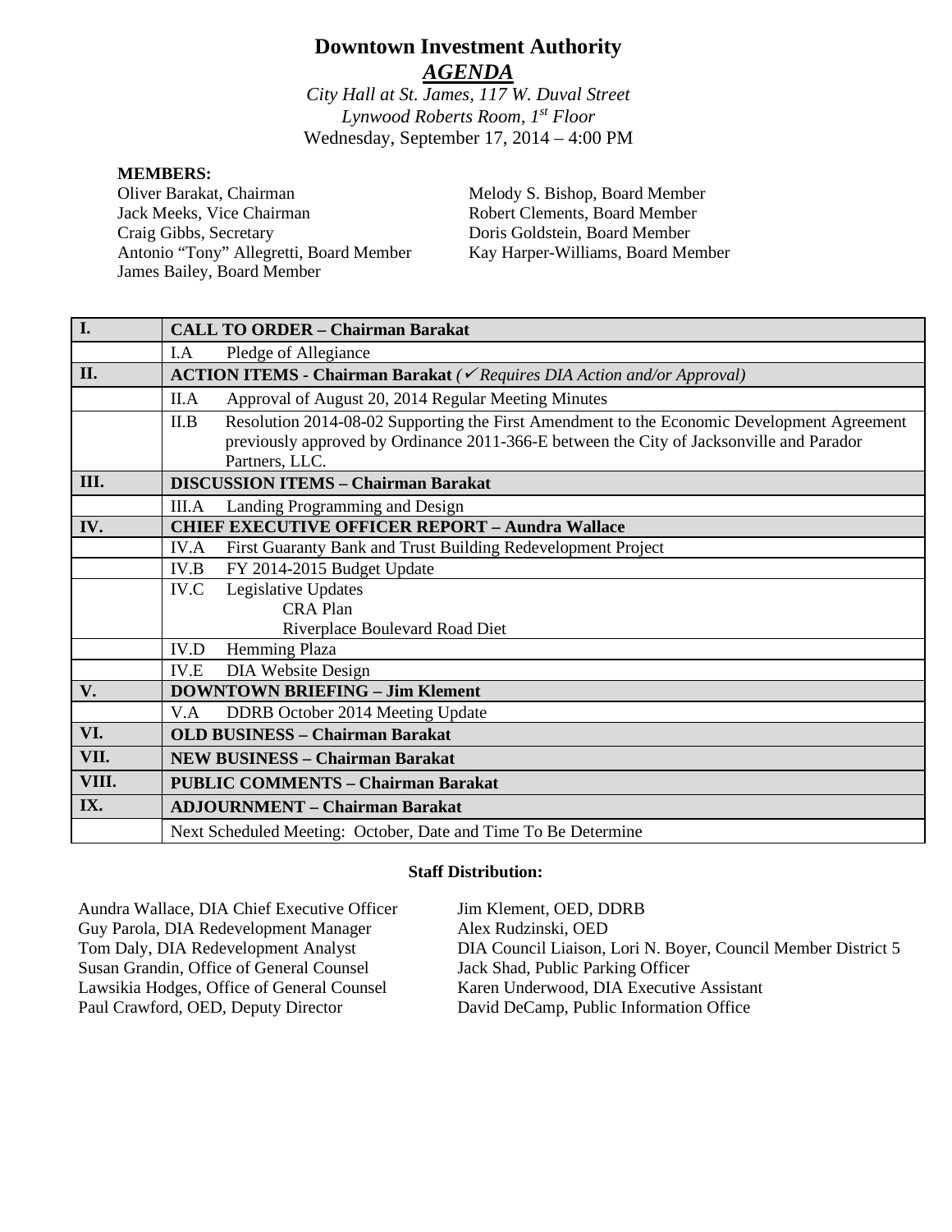# Downtown Investment Authority

## *AGENDA*

*City Hall at St. James, 117 W. Duval Street*
*Lynwood Roberts Room, 1st Floor*
Wednesday, September 17, 2014 – 4:00 PM

**MEMBERS:**

Oliver Barakat, Chairman
Jack Meeks, Vice Chairman
Craig Gibbs, Secretary
Antonio "Tony" Allegretti, Board Member
James Bailey, Board Member
Melody S. Bishop, Board Member
Robert Clements, Board Member
Doris Goldstein, Board Member
Kay Harper-Williams, Board Member

| | |
|---|---|
| **I.** | **CALL TO ORDER – Chairman Barakat** |
| | I.A Pledge of Allegiance |
| **II.** | **ACTION ITEMS - Chairman Barakat** *(✓ Requires DIA Action and/or Approval)* |
| | II.A Approval of August 20, 2014 Regular Meeting Minutes |
| | II.B Resolution 2014-08-02 Supporting the First Amendment to the Economic Development Agreement previously approved by Ordinance 2011-366-E between the City of Jacksonville and Parador Partners, LLC. |
| **III.** | **DISCUSSION ITEMS – Chairman Barakat** |
| | III.A Landing Programming and Design |
| **IV.** | **CHIEF EXECUTIVE OFFICER REPORT – Aundra Wallace** |
| | IV.A First Guaranty Bank and Trust Building Redevelopment Project |
| | IV.B FY 2014-2015 Budget Update |
| | IV.C Legislative Updates<br>CRA Plan<br>Riverplace Boulevard Road Diet |
| | IV.D Hemming Plaza |
| | IV.E DIA Website Design |
| **V.** | **DOWNTOWN BRIEFING – Jim Klement** |
| | V.A DDRB October 2014 Meeting Update |
| **VI.** | **OLD BUSINESS – Chairman Barakat** |
| **VII.** | **NEW BUSINESS – Chairman Barakat** |
| **VIII.** | **PUBLIC COMMENTS – Chairman Barakat** |
| **IX.** | **ADJOURNMENT – Chairman Barakat** |
| | Next Scheduled Meeting: October, Date and Time To Be Determine |

**Staff Distribution:**

Aundra Wallace, DIA Chief Executive Officer
Guy Parola, DIA Redevelopment Manager
Tom Daly, DIA Redevelopment Analyst
Susan Grandin, Office of General Counsel
Lawsikia Hodges, Office of General Counsel
Paul Crawford, OED, Deputy Director
Jim Klement, OED, DDRB
Alex Rudzinski, OED
DIA Council Liaison, Lori N. Boyer, Council Member District 5
Jack Shad, Public Parking Officer
Karen Underwood, DIA Executive Assistant
David DeCamp, Public Information Office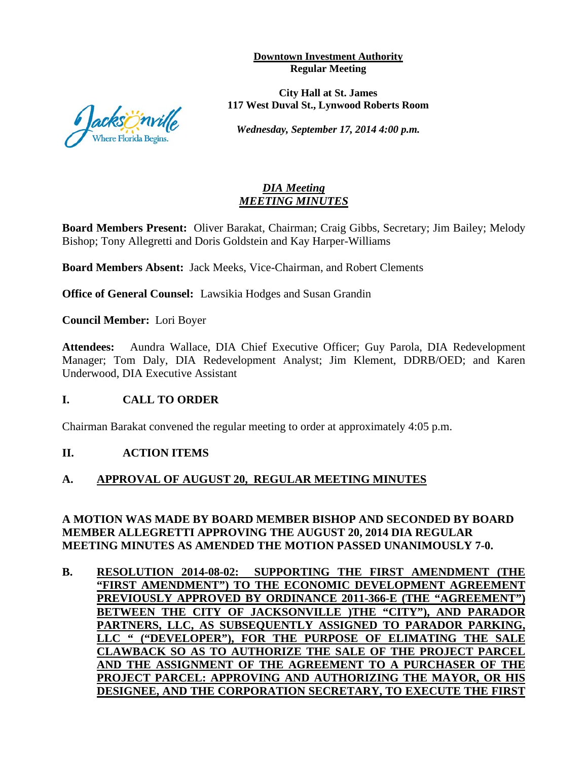**Downtown Investment Authority**
**Regular Meeting**

**City Hall at St. James**
**117 West Duval St., Lynwood Roberts Room**

***Wednesday, September 17, 2014 4:00 p.m.***

# ***DIA Meeting***
# ***MEETING MINUTES***

**Board Members Present:** Oliver Barakat, Chairman; Craig Gibbs, Secretary; Jim Bailey; Melody Bishop; Tony Allegretti and Doris Goldstein and Kay Harper-Williams

**Board Members Absent:** Jack Meeks, Vice-Chairman, and Robert Clements

**Office of General Counsel:** Lawsikia Hodges and Susan Grandin

**Council Member:** Lori Boyer

**Attendees:** Aundra Wallace, DIA Chief Executive Officer; Guy Parola, DIA Redevelopment Manager; Tom Daly, DIA Redevelopment Analyst; Jim Klement, DDRB/OED; and Karen Underwood, DIA Executive Assistant

## I. CALL TO ORDER

Chairman Barakat convened the regular meeting to order at approximately 4:05 p.m.

## II. ACTION ITEMS

### A. APPROVAL OF AUGUST 20, REGULAR MEETING MINUTES

**A MOTION WAS MADE BY BOARD MEMBER BISHOP AND SECONDED BY BOARD MEMBER ALLEGRETTI APPROVING THE AUGUST 20, 2014 DIA REGULAR MEETING MINUTES AS AMENDED THE MOTION PASSED UNANIMOUSLY 7-0.**

### B. RESOLUTION 2014-08-02: SUPPORTING THE FIRST AMENDMENT (THE "FIRST AMENDMENT") TO THE ECONOMIC DEVELOPMENT AGREEMENT PREVIOUSLY APPROVED BY ORDINANCE 2011-366-E (THE "AGREEMENT") BETWEEN THE CITY OF JACKSONVILLE )THE "CITY"), AND PARADOR PARTNERS, LLC, AS SUBSEQUENTLY ASSIGNED TO PARADOR PARKING, LLC " ("DEVELOPER"), FOR THE PURPOSE OF ELIMATING THE SALE CLAWBACK SO AS TO AUTHORIZE THE SALE OF THE PROJECT PARCEL AND THE ASSIGNMENT OF THE AGREEMENT TO A PURCHASER OF THE PROJECT PARCEL: APPROVING AND AUTHORIZING THE MAYOR, OR HIS DESIGNEE, AND THE CORPORATION SECRETARY, TO EXECUTE THE FIRST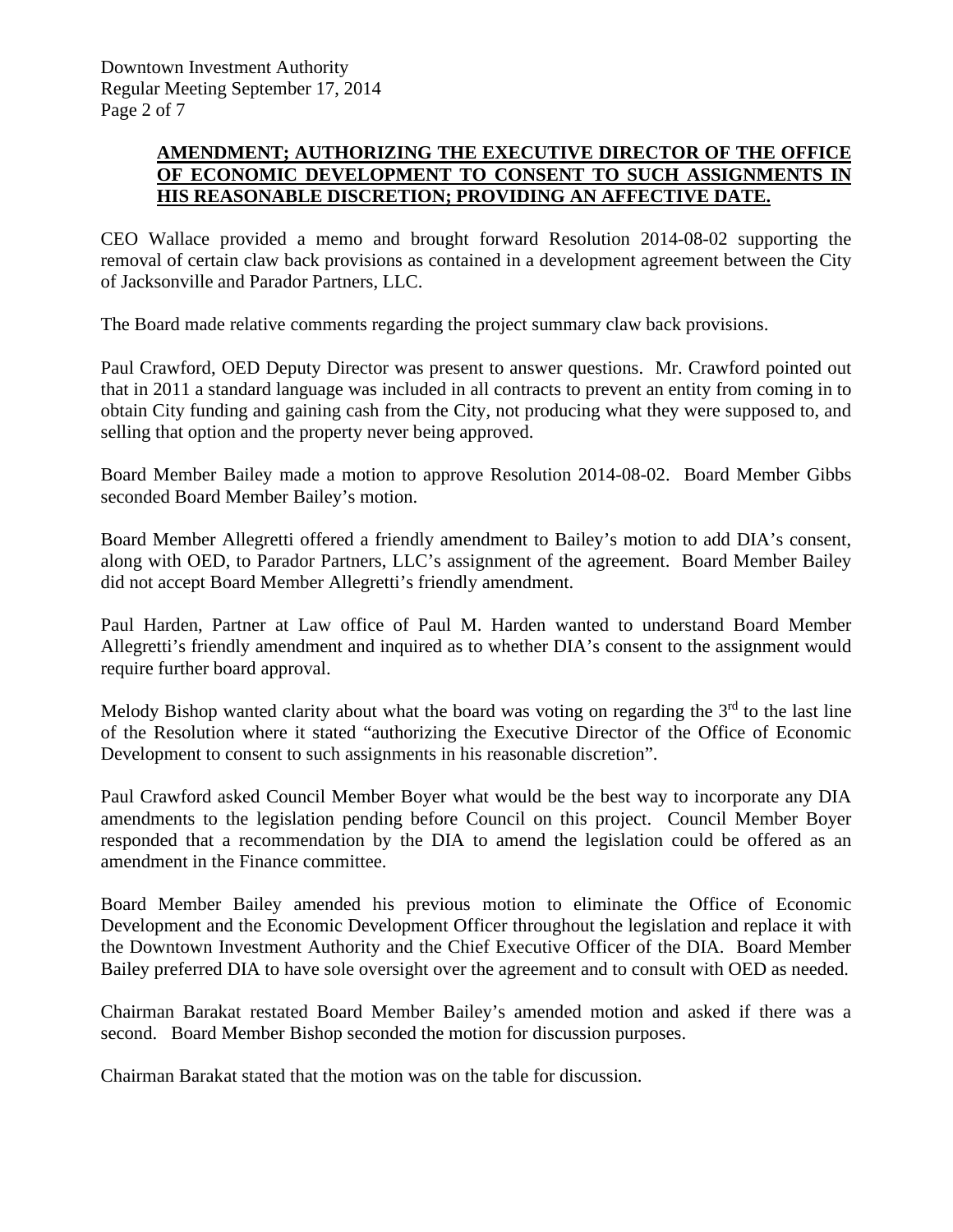**AMENDMENT; AUTHORIZING THE EXECUTIVE DIRECTOR OF THE OFFICE OF ECONOMIC DEVELOPMENT TO CONSENT TO SUCH ASSIGNMENTS IN HIS REASONABLE DISCRETION; PROVIDING AN AFFECTIVE DATE.**

CEO Wallace provided a memo and brought forward Resolution 2014-08-02 supporting the removal of certain claw back provisions as contained in a development agreement between the City of Jacksonville and Parador Partners, LLC.

The Board made relative comments regarding the project summary claw back provisions.

Paul Crawford, OED Deputy Director was present to answer questions. Mr. Crawford pointed out that in 2011 a standard language was included in all contracts to prevent an entity from coming in to obtain City funding and gaining cash from the City, not producing what they were supposed to, and selling that option and the property never being approved.

Board Member Bailey made a motion to approve Resolution 2014-08-02. Board Member Gibbs seconded Board Member Bailey's motion.

Board Member Allegretti offered a friendly amendment to Bailey's motion to add DIA's consent, along with OED, to Parador Partners, LLC's assignment of the agreement. Board Member Bailey did not accept Board Member Allegretti's friendly amendment.

Paul Harden, Partner at Law office of Paul M. Harden wanted to understand Board Member Allegretti's friendly amendment and inquired as to whether DIA's consent to the assignment would require further board approval.

Melody Bishop wanted clarity about what the board was voting on regarding the 3rd to the last line of the Resolution where it stated "authorizing the Executive Director of the Office of Economic Development to consent to such assignments in his reasonable discretion".

Paul Crawford asked Council Member Boyer what would be the best way to incorporate any DIA amendments to the legislation pending before Council on this project. Council Member Boyer responded that a recommendation by the DIA to amend the legislation could be offered as an amendment in the Finance committee.

Board Member Bailey amended his previous motion to eliminate the Office of Economic Development and the Economic Development Officer throughout the legislation and replace it with the Downtown Investment Authority and the Chief Executive Officer of the DIA. Board Member Bailey preferred DIA to have sole oversight over the agreement and to consult with OED as needed.

Chairman Barakat restated Board Member Bailey's amended motion and asked if there was a second. Board Member Bishop seconded the motion for discussion purposes.

Chairman Barakat stated that the motion was on the table for discussion.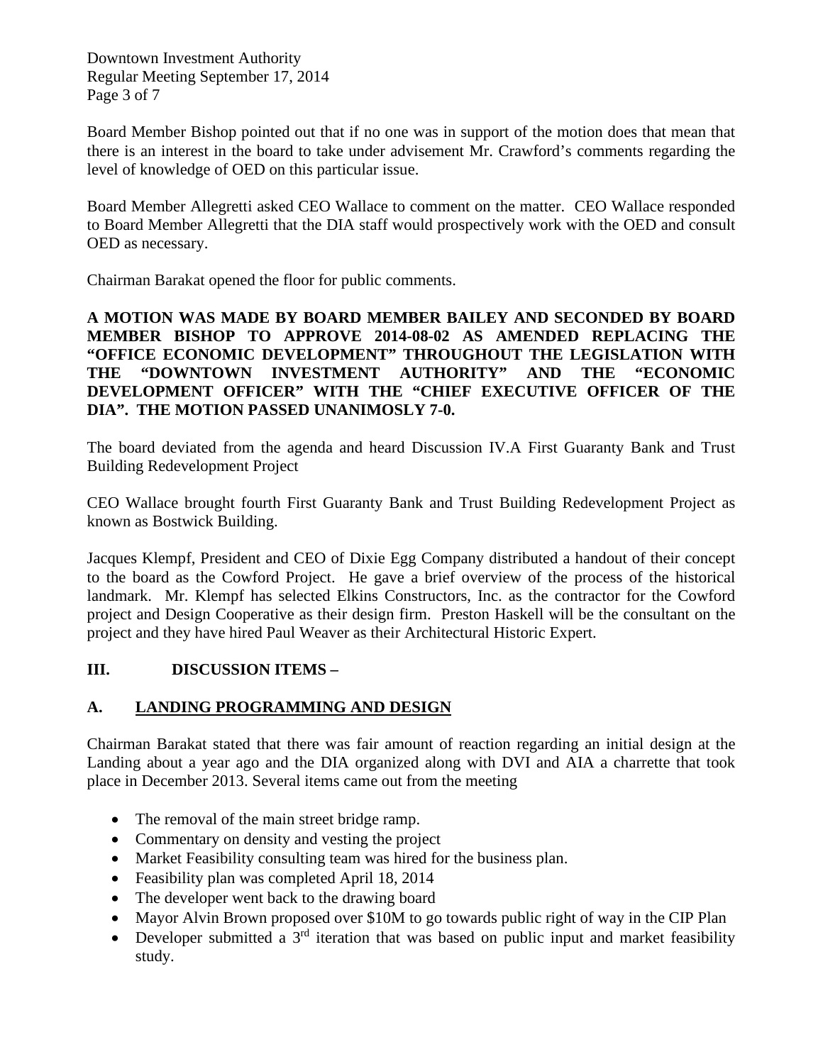Board Member Bishop pointed out that if no one was in support of the motion does that mean that there is an interest in the board to take under advisement Mr. Crawford's comments regarding the level of knowledge of OED on this particular issue.

Board Member Allegretti asked CEO Wallace to comment on the matter. CEO Wallace responded to Board Member Allegretti that the DIA staff would prospectively work with the OED and consult OED as necessary.

Chairman Barakat opened the floor for public comments.

**A MOTION WAS MADE BY BOARD MEMBER BAILEY AND SECONDED BY BOARD MEMBER BISHOP TO APPROVE 2014-08-02 AS AMENDED REPLACING THE "OFFICE ECONOMIC DEVELOPMENT" THROUGHOUT THE LEGISLATION WITH THE "DOWNTOWN INVESTMENT AUTHORITY" AND THE "ECONOMIC DEVELOPMENT OFFICER" WITH THE "CHIEF EXECUTIVE OFFICER OF THE DIA". THE MOTION PASSED UNANIMOSLY 7-0.**

The board deviated from the agenda and heard Discussion IV.A First Guaranty Bank and Trust Building Redevelopment Project

CEO Wallace brought fourth First Guaranty Bank and Trust Building Redevelopment Project as known as Bostwick Building.

Jacques Klempf, President and CEO of Dixie Egg Company distributed a handout of their concept to the board as the Cowford Project. He gave a brief overview of the process of the historical landmark. Mr. Klempf has selected Elkins Constructors, Inc. as the contractor for the Cowford project and Design Cooperative as their design firm. Preston Haskell will be the consultant on the project and they have hired Paul Weaver as their Architectural Historic Expert.

## III. DISCUSSION ITEMS –

### A. LANDING PROGRAMMING AND DESIGN

Chairman Barakat stated that there was fair amount of reaction regarding an initial design at the Landing about a year ago and the DIA organized along with DVI and AIA a charrette that took place in December 2013. Several items came out from the meeting

- The removal of the main street bridge ramp.
- Commentary on density and vesting the project
- Market Feasibility consulting team was hired for the business plan.
- Feasibility plan was completed April 18, 2014
- The developer went back to the drawing board
- Mayor Alvin Brown proposed over $10M to go towards public right of way in the CIP Plan
- Developer submitted a 3rd iteration that was based on public input and market feasibility study.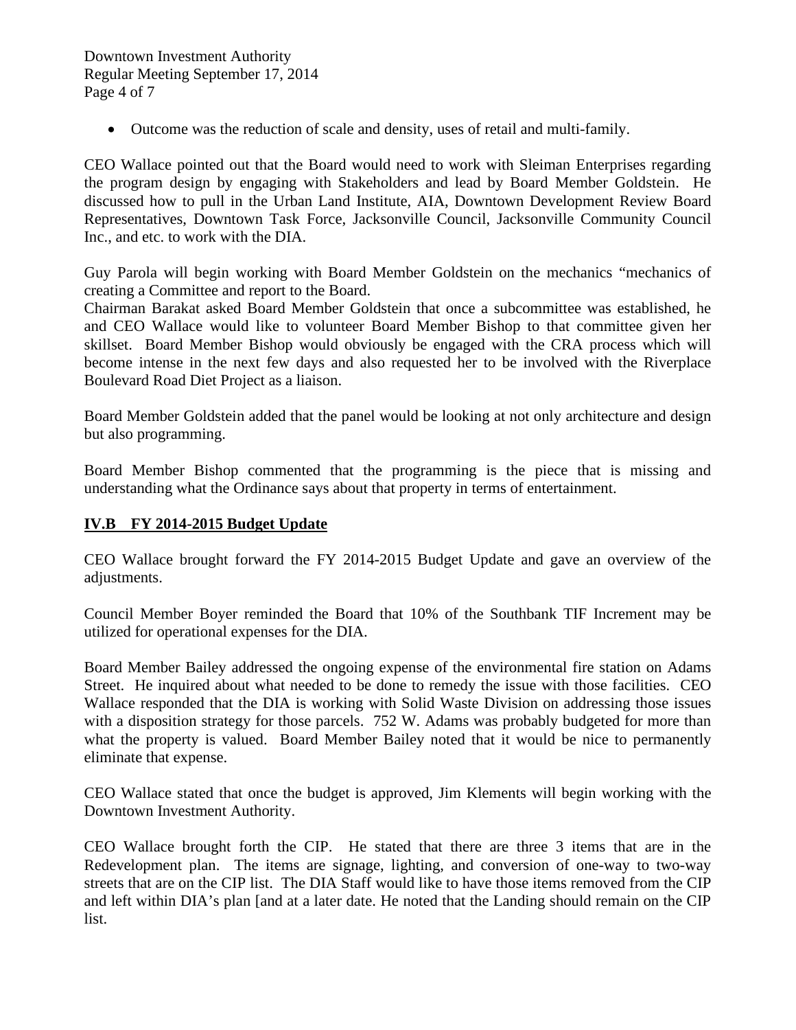- Outcome was the reduction of scale and density, uses of retail and multi-family.

CEO Wallace pointed out that the Board would need to work with Sleiman Enterprises regarding the program design by engaging with Stakeholders and lead by Board Member Goldstein. He discussed how to pull in the Urban Land Institute, AIA, Downtown Development Review Board Representatives, Downtown Task Force, Jacksonville Council, Jacksonville Community Council Inc., and etc. to work with the DIA.

Guy Parola will begin working with Board Member Goldstein on the mechanics "mechanics of creating a Committee and report to the Board.
Chairman Barakat asked Board Member Goldstein that once a subcommittee was established, he and CEO Wallace would like to volunteer Board Member Bishop to that committee given her skillset. Board Member Bishop would obviously be engaged with the CRA process which will become intense in the next few days and also requested her to be involved with the Riverplace Boulevard Road Diet Project as a liaison.

Board Member Goldstein added that the panel would be looking at not only architecture and design but also programming.

Board Member Bishop commented that the programming is the piece that is missing and understanding what the Ordinance says about that property in terms of entertainment.

**IV.B FY 2014-2015 Budget Update**

CEO Wallace brought forward the FY 2014-2015 Budget Update and gave an overview of the adjustments.

Council Member Boyer reminded the Board that 10% of the Southbank TIF Increment may be utilized for operational expenses for the DIA.

Board Member Bailey addressed the ongoing expense of the environmental fire station on Adams Street. He inquired about what needed to be done to remedy the issue with those facilities. CEO Wallace responded that the DIA is working with Solid Waste Division on addressing those issues with a disposition strategy for those parcels. 752 W. Adams was probably budgeted for more than what the property is valued. Board Member Bailey noted that it would be nice to permanently eliminate that expense.

CEO Wallace stated that once the budget is approved, Jim Klements will begin working with the Downtown Investment Authority.

CEO Wallace brought forth the CIP. He stated that there are three 3 items that are in the Redevelopment plan. The items are signage, lighting, and conversion of one-way to two-way streets that are on the CIP list. The DIA Staff would like to have those items removed from the CIP and left within DIA's plan [and at a later date. He noted that the Landing should remain on the CIP list.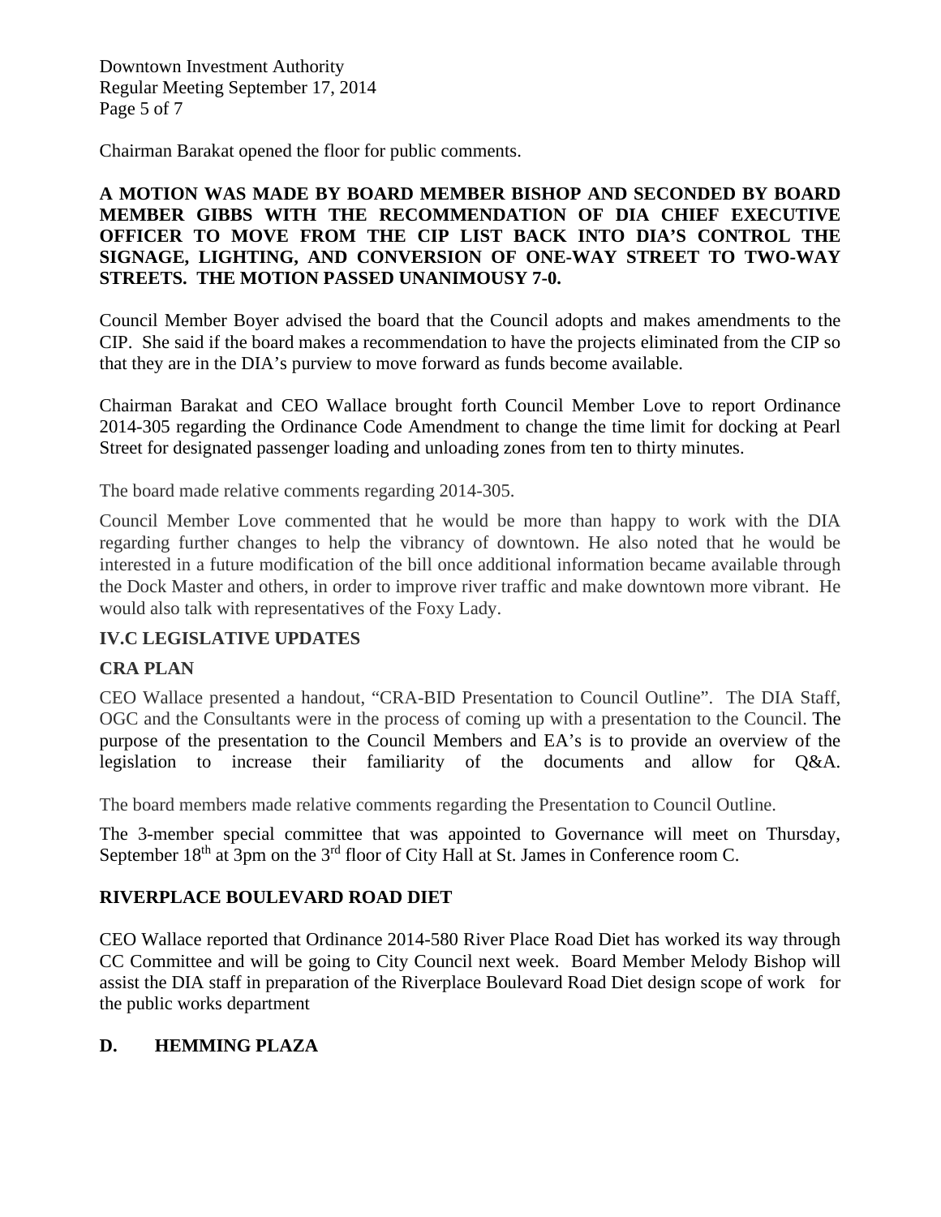Chairman Barakat opened the floor for public comments.

**A MOTION WAS MADE BY BOARD MEMBER BISHOP AND SECONDED BY BOARD MEMBER GIBBS WITH THE RECOMMENDATION OF DIA CHIEF EXECUTIVE OFFICER TO MOVE FROM THE CIP LIST BACK INTO DIA'S CONTROL THE SIGNAGE, LIGHTING, AND CONVERSION OF ONE-WAY STREET TO TWO-WAY STREETS. THE MOTION PASSED UNANIMOUSY 7-0.**

Council Member Boyer advised the board that the Council adopts and makes amendments to the CIP. She said if the board makes a recommendation to have the projects eliminated from the CIP so that they are in the DIA's purview to move forward as funds become available.

Chairman Barakat and CEO Wallace brought forth Council Member Love to report Ordinance 2014-305 regarding the Ordinance Code Amendment to change the time limit for docking at Pearl Street for designated passenger loading and unloading zones from ten to thirty minutes.

The board made relative comments regarding 2014-305.

Council Member Love commented that he would be more than happy to work with the DIA regarding further changes to help the vibrancy of downtown. He also noted that he would be interested in a future modification of the bill once additional information became available through the Dock Master and others, in order to improve river traffic and make downtown more vibrant. He would also talk with representatives of the Foxy Lady.

**IV.C LEGISLATIVE UPDATES**

**CRA PLAN**

CEO Wallace presented a handout, "CRA-BID Presentation to Council Outline". The DIA Staff, OGC and the Consultants were in the process of coming up with a presentation to the Council. The purpose of the presentation to the Council Members and EA's is to provide an overview of the legislation to increase their familiarity of the documents and allow for Q&A.

The board members made relative comments regarding the Presentation to Council Outline.

The 3-member special committee that was appointed to Governance will meet on Thursday, September 18th at 3pm on the 3rd floor of City Hall at St. James in Conference room C.

**RIVERPLACE BOULEVARD ROAD DIET**

CEO Wallace reported that Ordinance 2014-580 River Place Road Diet has worked its way through CC Committee and will be going to City Council next week. Board Member Melody Bishop will assist the DIA staff in preparation of the Riverplace Boulevard Road Diet design scope of work for the public works department

**D. HEMMING PLAZA**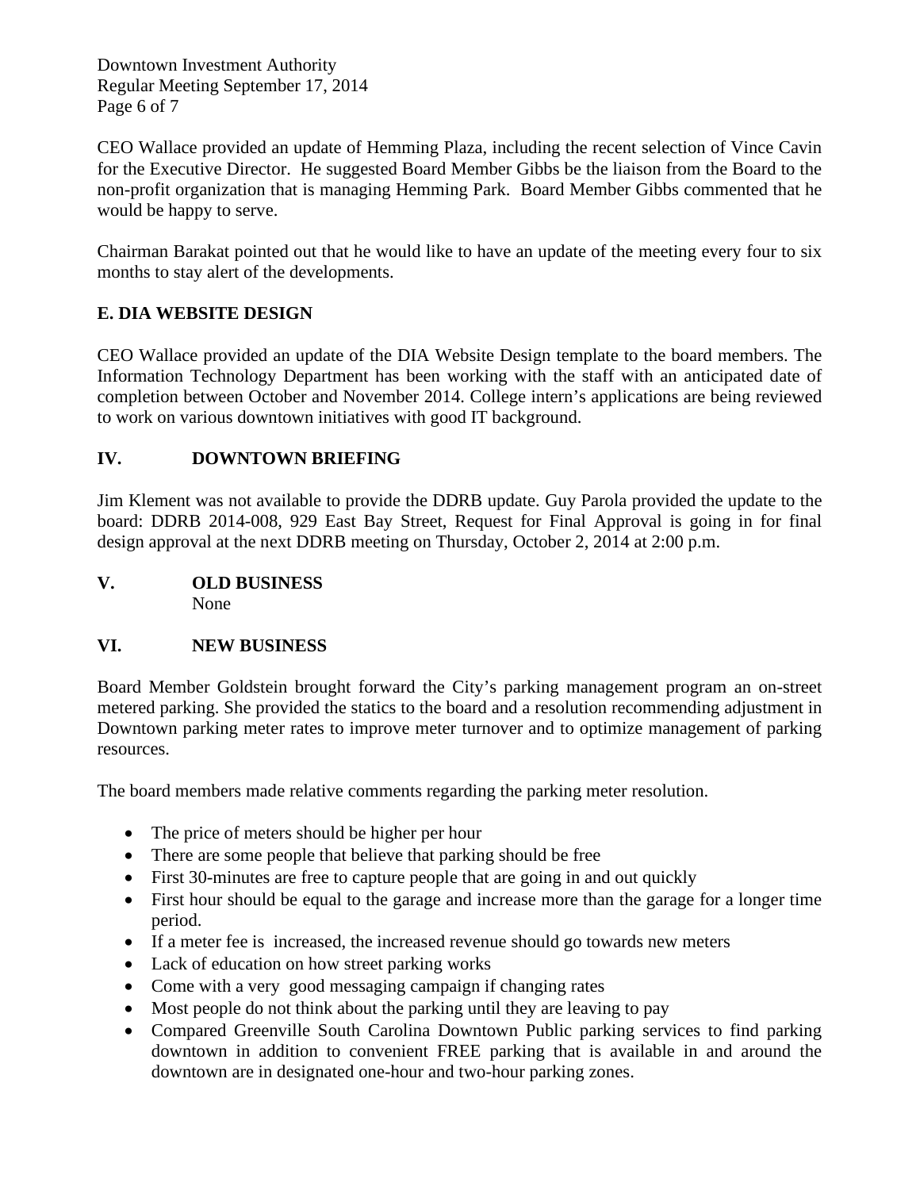CEO Wallace provided an update of Hemming Plaza, including the recent selection of Vince Cavin for the Executive Director. He suggested Board Member Gibbs be the liaison from the Board to the non-profit organization that is managing Hemming Park. Board Member Gibbs commented that he would be happy to serve.

Chairman Barakat pointed out that he would like to have an update of the meeting every four to six months to stay alert of the developments.

### E. DIA WEBSITE DESIGN

CEO Wallace provided an update of the DIA Website Design template to the board members. The Information Technology Department has been working with the staff with an anticipated date of completion between October and November 2014. College intern's applications are being reviewed to work on various downtown initiatives with good IT background.

## IV. DOWNTOWN BRIEFING

Jim Klement was not available to provide the DDRB update. Guy Parola provided the update to the board: DDRB 2014-008, 929 East Bay Street, Request for Final Approval is going in for final design approval at the next DDRB meeting on Thursday, October 2, 2014 at 2:00 p.m.

## V. OLD BUSINESS

None

## VI. NEW BUSINESS

Board Member Goldstein brought forward the City's parking management program an on-street metered parking. She provided the statics to the board and a resolution recommending adjustment in Downtown parking meter rates to improve meter turnover and to optimize management of parking resources.

The board members made relative comments regarding the parking meter resolution.

- The price of meters should be higher per hour
- There are some people that believe that parking should be free
- First 30-minutes are free to capture people that are going in and out quickly
- First hour should be equal to the garage and increase more than the garage for a longer time period.
- If a meter fee is increased, the increased revenue should go towards new meters
- Lack of education on how street parking works
- Come with a very good messaging campaign if changing rates
- Most people do not think about the parking until they are leaving to pay
- Compared Greenville South Carolina Downtown Public parking services to find parking downtown in addition to convenient FREE parking that is available in and around the downtown are in designated one-hour and two-hour parking zones.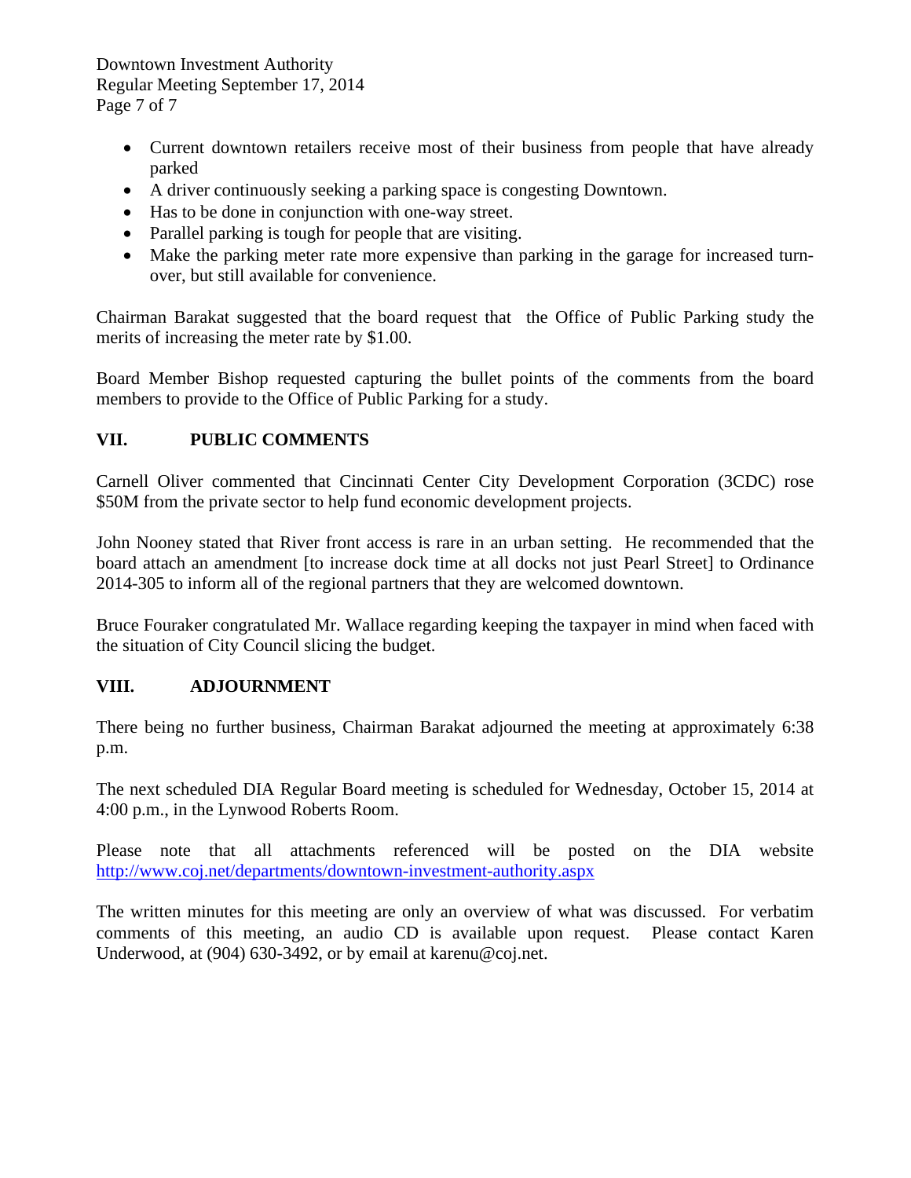- Current downtown retailers receive most of their business from people that have already parked
- A driver continuously seeking a parking space is congesting Downtown.
- Has to be done in conjunction with one-way street.
- Parallel parking is tough for people that are visiting.
- Make the parking meter rate more expensive than parking in the garage for increased turn-over, but still available for convenience.

Chairman Barakat suggested that the board request that the Office of Public Parking study the merits of increasing the meter rate by $1.00.

Board Member Bishop requested capturing the bullet points of the comments from the board members to provide to the Office of Public Parking for a study.

## VII. PUBLIC COMMENTS

Carnell Oliver commented that Cincinnati Center City Development Corporation (3CDC) rose $50M from the private sector to help fund economic development projects.

John Nooney stated that River front access is rare in an urban setting. He recommended that the board attach an amendment [to increase dock time at all docks not just Pearl Street] to Ordinance 2014-305 to inform all of the regional partners that they are welcomed downtown.

Bruce Fouraker congratulated Mr. Wallace regarding keeping the taxpayer in mind when faced with the situation of City Council slicing the budget.

## VIII. ADJOURNMENT

There being no further business, Chairman Barakat adjourned the meeting at approximately 6:38 p.m.

The next scheduled DIA Regular Board meeting is scheduled for Wednesday, October 15, 2014 at 4:00 p.m., in the Lynwood Roberts Room.

Please note that all attachments referenced will be posted on the DIA website http://www.coj.net/departments/downtown-investment-authority.aspx

The written minutes for this meeting are only an overview of what was discussed. For verbatim comments of this meeting, an audio CD is available upon request. Please contact Karen Underwood, at (904) 630-3492, or by email at karenu@coj.net.